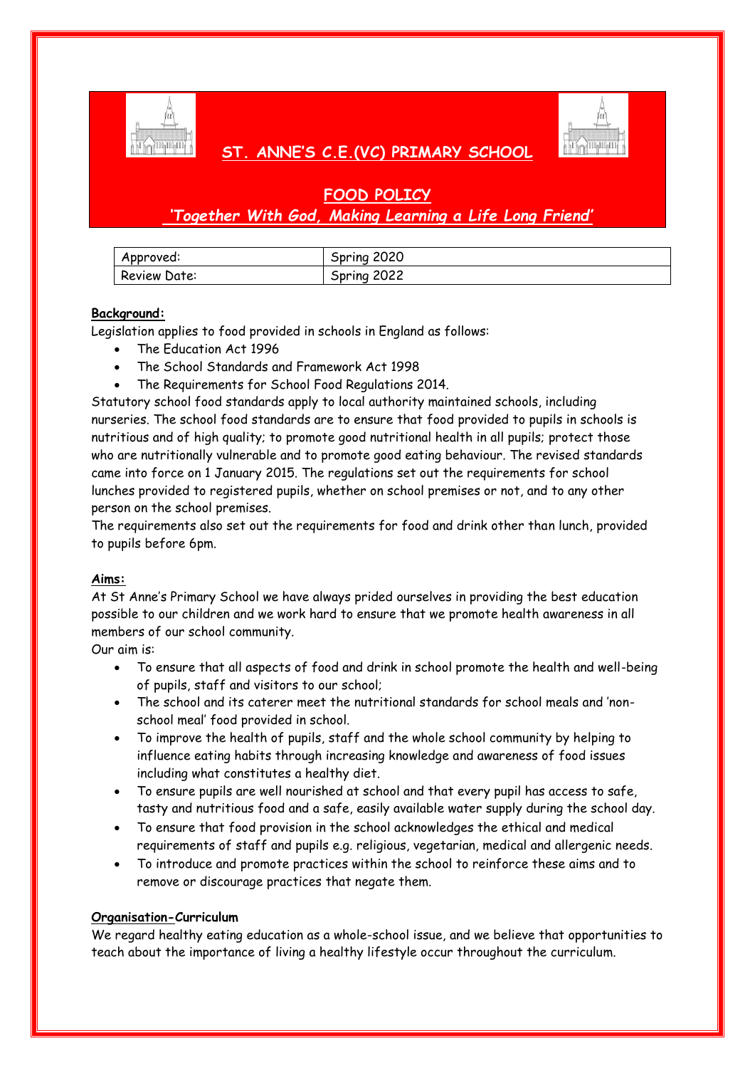# ST. ANNE'S C.E.(VC) PRIMARY SCHOOL

## FOOD POLICY

*'Together With God, Making Learning a Life Long Friend'*

| Approved: | Spring 2020 |
|---|---|
| Review Date: | Spring 2022 |

**Background:**

Legislation applies to food provided in schools in England as follows:

- The Education Act 1996
- The School Standards and Framework Act 1998
- The Requirements for School Food Regulations 2014.

Statutory school food standards apply to local authority maintained schools, including nurseries. The school food standards are to ensure that food provided to pupils in schools is nutritious and of high quality; to promote good nutritional health in all pupils; protect those who are nutritionally vulnerable and to promote good eating behaviour. The revised standards came into force on 1 January 2015. The regulations set out the requirements for school lunches provided to registered pupils, whether on school premises or not, and to any other person on the school premises.

The requirements also set out the requirements for food and drink other than lunch, provided to pupils before 6pm.

**Aims:**

At St Anne's Primary School we have always prided ourselves in providing the best education possible to our children and we work hard to ensure that we promote health awareness in all members of our school community.

Our aim is:

- To ensure that all aspects of food and drink in school promote the health and well-being of pupils, staff and visitors to our school;
- The school and its caterer meet the nutritional standards for school meals and 'non-school meal' food provided in school.
- To improve the health of pupils, staff and the whole school community by helping to influence eating habits through increasing knowledge and awareness of food issues including what constitutes a healthy diet.
- To ensure pupils are well nourished at school and that every pupil has access to safe, tasty and nutritious food and a safe, easily available water supply during the school day.
- To ensure that food provision in the school acknowledges the ethical and medical requirements of staff and pupils e.g. religious, vegetarian, medical and allergenic needs.
- To introduce and promote practices within the school to reinforce these aims and to remove or discourage practices that negate them.

**Organisation-Curriculum**

We regard healthy eating education as a whole-school issue, and we believe that opportunities to teach about the importance of living a healthy lifestyle occur throughout the curriculum.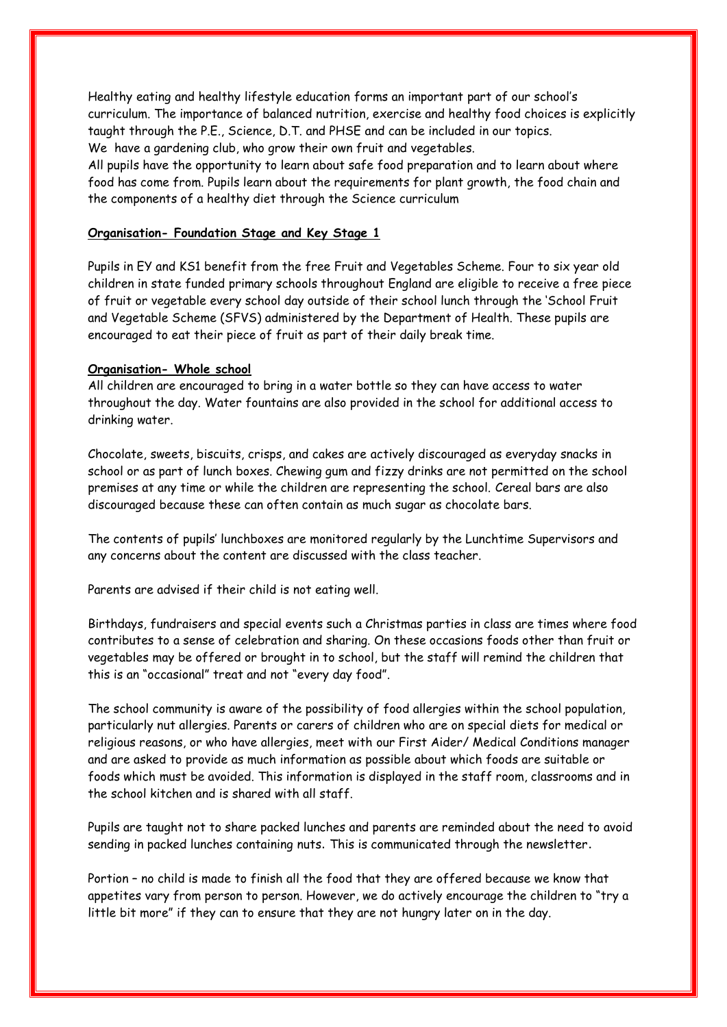Healthy eating and healthy lifestyle education forms an important part of our school's curriculum. The importance of balanced nutrition, exercise and healthy food choices is explicitly taught through the P.E., Science, D.T. and PHSE and can be included in our topics.
We have a gardening club, who grow their own fruit and vegetables.
All pupils have the opportunity to learn about safe food preparation and to learn about where food has come from. Pupils learn about the requirements for plant growth, the food chain and the components of a healthy diet through the Science curriculum

**<u>Organisation- Foundation Stage and Key Stage 1</u>**

Pupils in EY and KS1 benefit from the free Fruit and Vegetables Scheme. Four to six year old children in state funded primary schools throughout England are eligible to receive a free piece of fruit or vegetable every school day outside of their school lunch through the 'School Fruit and Vegetable Scheme (SFVS) administered by the Department of Health. These pupils are encouraged to eat their piece of fruit as part of their daily break time.

**<u>Organisation- Whole school</u>**

All children are encouraged to bring in a water bottle so they can have access to water throughout the day. Water fountains are also provided in the school for additional access to drinking water.

Chocolate, sweets, biscuits, crisps, and cakes are actively discouraged as everyday snacks in school or as part of lunch boxes. Chewing gum and fizzy drinks are not permitted on the school premises at any time or while the children are representing the school. Cereal bars are also discouraged because these can often contain as much sugar as chocolate bars.

The contents of pupils' lunchboxes are monitored regularly by the Lunchtime Supervisors and any concerns about the content are discussed with the class teacher.

Parents are advised if their child is not eating well.

Birthdays, fundraisers and special events such a Christmas parties in class are times where food contributes to a sense of celebration and sharing. On these occasions foods other than fruit or vegetables may be offered or brought in to school, but the staff will remind the children that this is an "occasional" treat and not "every day food".

The school community is aware of the possibility of food allergies within the school population, particularly nut allergies. Parents or carers of children who are on special diets for medical or religious reasons, or who have allergies, meet with our First Aider/ Medical Conditions manager and are asked to provide as much information as possible about which foods are suitable or foods which must be avoided. This information is displayed in the staff room, classrooms and in the school kitchen and is shared with all staff.

Pupils are taught not to share packed lunches and parents are reminded about the need to avoid sending in packed lunches containing nuts. This is communicated through the newsletter.

Portion – no child is made to finish all the food that they are offered because we know that appetites vary from person to person. However, we do actively encourage the children to "try a little bit more" if they can to ensure that they are not hungry later on in the day.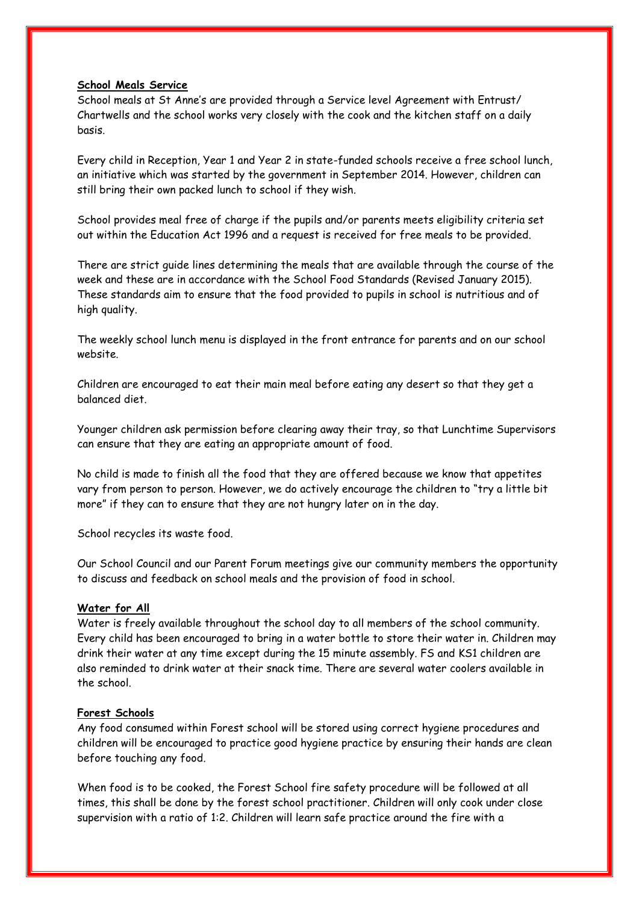**<u>School Meals Service</u>**

School meals at St Anne's are provided through a Service level Agreement with Entrust/ Chartwells and the school works very closely with the cook and the kitchen staff on a daily basis.

Every child in Reception, Year 1 and Year 2 in state-funded schools receive a free school lunch, an initiative which was started by the government in September 2014. However, children can still bring their own packed lunch to school if they wish.

School provides meal free of charge if the pupils and/or parents meets eligibility criteria set out within the Education Act 1996 and a request is received for free meals to be provided.

There are strict guide lines determining the meals that are available through the course of the week and these are in accordance with the School Food Standards (Revised January 2015). These standards aim to ensure that the food provided to pupils in school is nutritious and of high quality.

The weekly school lunch menu is displayed in the front entrance for parents and on our school website.

Children are encouraged to eat their main meal before eating any desert so that they get a balanced diet.

Younger children ask permission before clearing away their tray, so that Lunchtime Supervisors can ensure that they are eating an appropriate amount of food.

No child is made to finish all the food that they are offered because we know that appetites vary from person to person. However, we do actively encourage the children to "try a little bit more" if they can to ensure that they are not hungry later on in the day.

School recycles its waste food.

Our School Council and our Parent Forum meetings give our community members the opportunity to discuss and feedback on school meals and the provision of food in school.

**<u>Water for All</u>**

Water is freely available throughout the school day to all members of the school community. Every child has been encouraged to bring in a water bottle to store their water in. Children may drink their water at any time except during the 15 minute assembly. FS and KS1 children are also reminded to drink water at their snack time. There are several water coolers available in the school.

**<u>Forest Schools</u>**

Any food consumed within Forest school will be stored using correct hygiene procedures and children will be encouraged to practice good hygiene practice by ensuring their hands are clean before touching any food.

When food is to be cooked, the Forest School fire safety procedure will be followed at all times, this shall be done by the forest school practitioner. Children will only cook under close supervision with a ratio of 1:2. Children will learn safe practice around the fire with a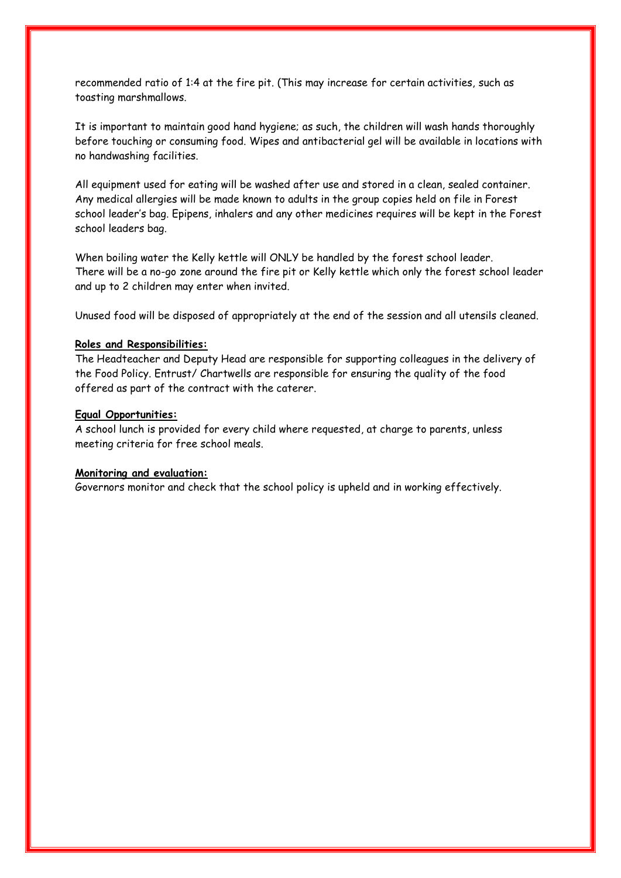recommended ratio of 1:4 at the fire pit. (This may increase for certain activities, such as toasting marshmallows.

It is important to maintain good hand hygiene; as such, the children will wash hands thoroughly before touching or consuming food. Wipes and antibacterial gel will be available in locations with no handwashing facilities.

All equipment used for eating will be washed after use and stored in a clean, sealed container. Any medical allergies will be made known to adults in the group copies held on file in Forest school leader's bag. Epipens, inhalers and any other medicines requires will be kept in the Forest school leaders bag.

When boiling water the Kelly kettle will ONLY be handled by the forest school leader.
There will be a no-go zone around the fire pit or Kelly kettle which only the forest school leader and up to 2 children may enter when invited.

Unused food will be disposed of appropriately at the end of the session and all utensils cleaned.

**Roles and Responsibilities:**
The Headteacher and Deputy Head are responsible for supporting colleagues in the delivery of the Food Policy. Entrust/ Chartwells are responsible for ensuring the quality of the food offered as part of the contract with the caterer.

**Equal Opportunities:**
A school lunch is provided for every child where requested, at charge to parents, unless meeting criteria for free school meals.

**Monitoring and evaluation:**
Governors monitor and check that the school policy is upheld and in working effectively.